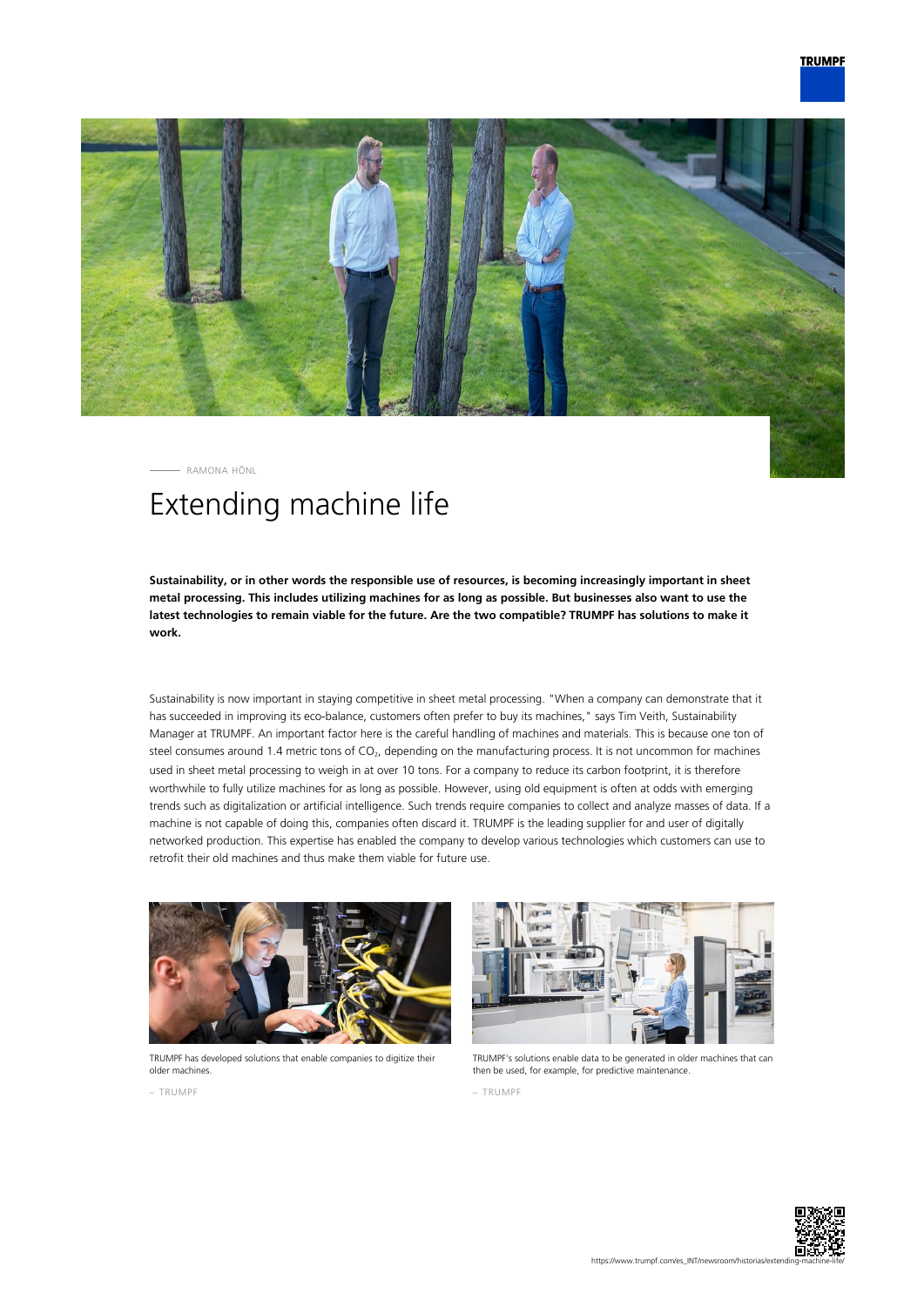RAMONA HÖNL

# Extending machine life

**Sustainability, or in other words the responsible use of resources, is becoming increasingly important in sheet metal processing. This includes utilizing machines for as long as possible. But businesses also want to use the latest technologies to remain viable for the future. Are the two compatible? TRUMPF has solutions to make it work.**

Sustainability is now important in staying competitive in sheet metal processing. "When a company can demonstrate that it has succeeded in improving its eco-balance, customers often prefer to buy its machines," says Tim Veith, Sustainability Manager at TRUMPF. An important factor here is the careful handling of machines and materials. This is because one ton of steel consumes around 1.4 metric tons of $CO_2$, depending on the manufacturing process. It is not uncommon for machines used in sheet metal processing to weigh in at over 10 tons. For a company to reduce its carbon footprint, it is therefore worthwhile to fully utilize machines for as long as possible. However, using old equipment is often at odds with emerging trends such as digitalization or artificial intelligence. Such trends require companies to collect and analyze masses of data. If a machine is not capable of doing this, companies often discard it. TRUMPF is the leading supplier for and user of digitally networked production. This expertise has enabled the company to develop various technologies which customers can use to retrofit their old machines and thus make them viable for future use.

TRUMPF has developed solutions that enable companies to digitize their older machines.

– TRUMPF

TRUMPF's solutions enable data to be generated in older machines that can then be used, for example, for predictive maintenance.

– TRUMPF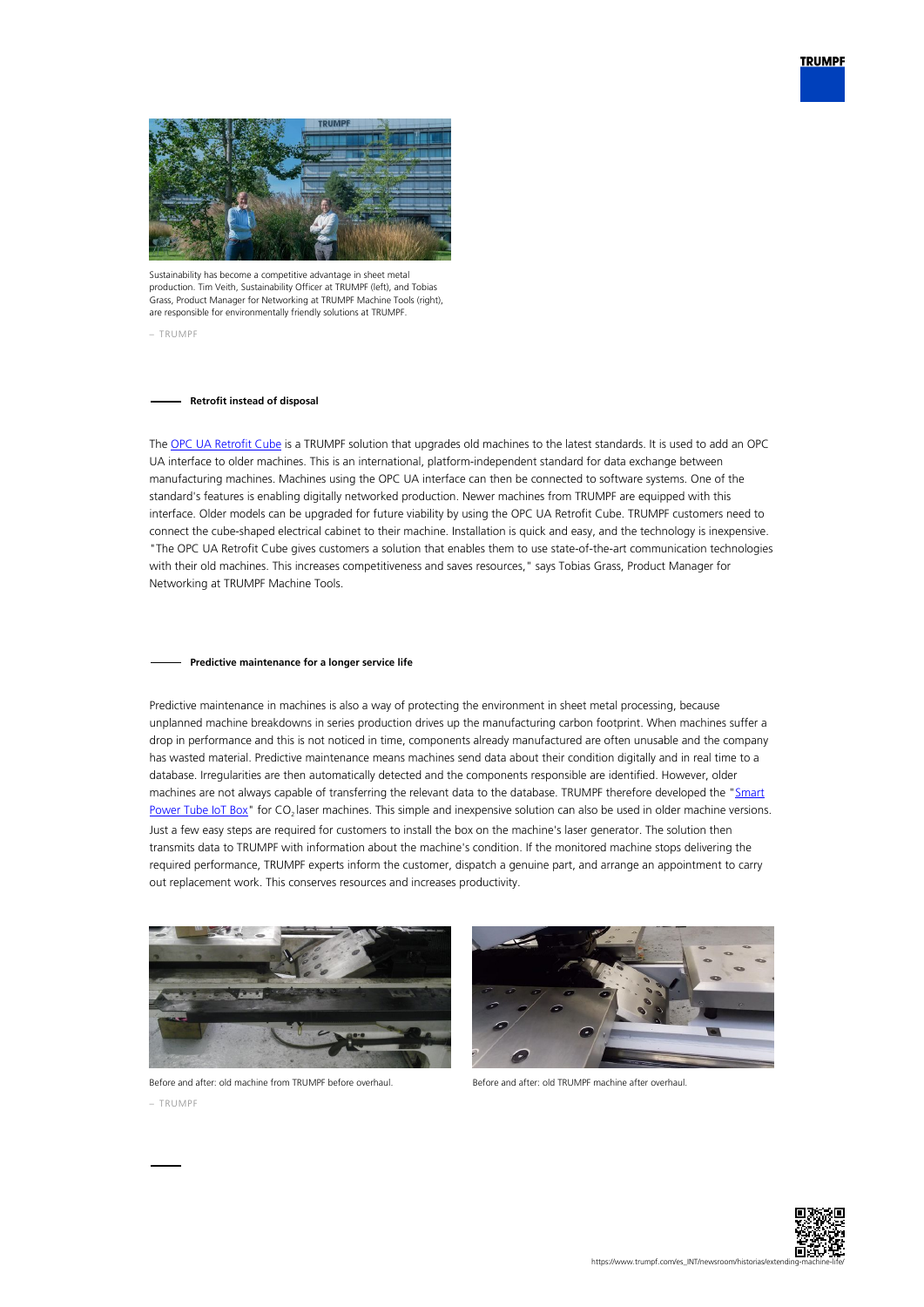Sustainability has become a competitive advantage in sheet metal production. Tim Veith, Sustainability Officer at TRUMPF (left), and Tobias Grass, Product Manager for Networking at TRUMPF Machine Tools (right), are responsible for environmentally friendly solutions at TRUMPF.

– TRUMPF

## Retrofit instead of disposal

The OPC UA Retrofit Cube is a TRUMPF solution that upgrades old machines to the latest standards. It is used to add an OPC UA interface to older machines. This is an international, platform-independent standard for data exchange between manufacturing machines. Machines using the OPC UA interface can then be connected to software systems. One of the standard's features is enabling digitally networked production. Newer machines from TRUMPF are equipped with this interface. Older models can be upgraded for future viability by using the OPC UA Retrofit Cube. TRUMPF customers need to connect the cube-shaped electrical cabinet to their machine. Installation is quick and easy, and the technology is inexpensive. "The OPC UA Retrofit Cube gives customers a solution that enables them to use state-of-the-art communication technologies with their old machines. This increases competitiveness and saves resources," says Tobias Grass, Product Manager for Networking at TRUMPF Machine Tools.

## Predictive maintenance for a longer service life

Predictive maintenance in machines is also a way of protecting the environment in sheet metal processing, because unplanned machine breakdowns in series production drives up the manufacturing carbon footprint. When machines suffer a drop in performance and this is not noticed in time, components already manufactured are often unusable and the company has wasted material. Predictive maintenance means machines send data about their condition digitally and in real time to a database. Irregularities are then automatically detected and the components responsible are identified. However, older machines are not always capable of transferring the relevant data to the database. TRUMPF therefore developed the "Smart Power Tube IoT Box" for $CO_2$ laser machines. This simple and inexpensive solution can also be used in older machine versions. Just a few easy steps are required for customers to install the box on the machine's laser generator. The solution then transmits data to TRUMPF with information about the machine's condition. If the monitored machine stops delivering the required performance, TRUMPF experts inform the customer, dispatch a genuine part, and arrange an appointment to carry out replacement work. This conserves resources and increases productivity.

Before and after: old machine from TRUMPF before overhaul.

Before and after: old TRUMPF machine after overhaul.

– TRUMPF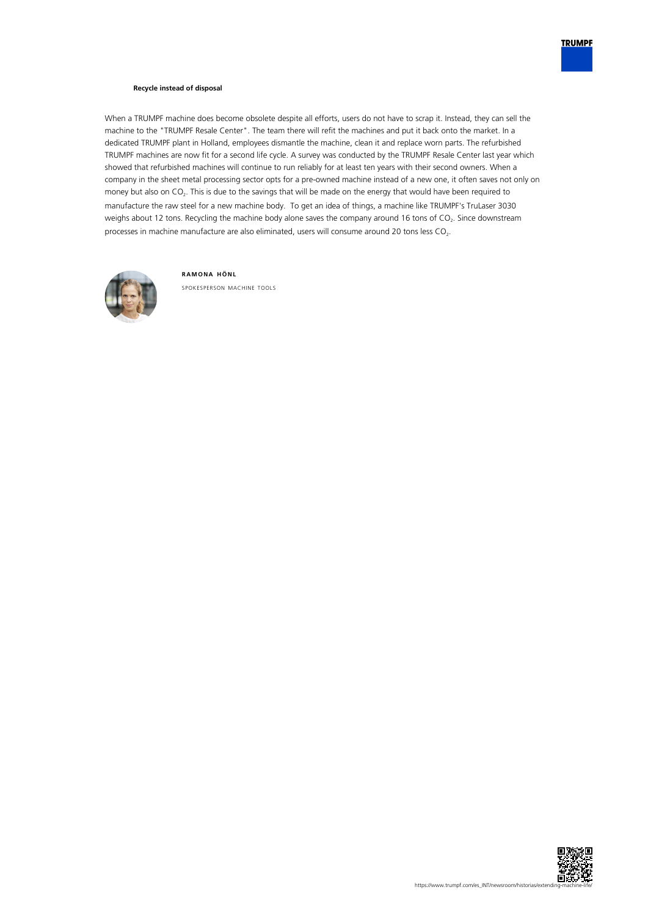**Recycle instead of disposal**

When a TRUMPF machine does become obsolete despite all efforts, users do not have to scrap it. Instead, they can sell the machine to the "TRUMPF Resale Center". The team there will refit the machines and put it back onto the market. In a dedicated TRUMPF plant in Holland, employees dismantle the machine, clean it and replace worn parts. The refurbished TRUMPF machines are now fit for a second life cycle. A survey was conducted by the TRUMPF Resale Center last year which showed that refurbished machines will continue to run reliably for at least ten years with their second owners. When a company in the sheet metal processing sector opts for a pre-owned machine instead of a new one, it often saves not only on money but also on $CO_2$. This is due to the savings that will be made on the energy that would have been required to manufacture the raw steel for a new machine body. To get an idea of things, a machine like TRUMPF's TruLaser 3030 weighs about 12 tons. Recycling the machine body alone saves the company around 16 tons of $CO_2$. Since downstream processes in machine manufacture are also eliminated, users will consume around 20 tons less $CO_2$.

**RAMONA HÖNL**

SPOKESPERSON MACHINE TOOLS